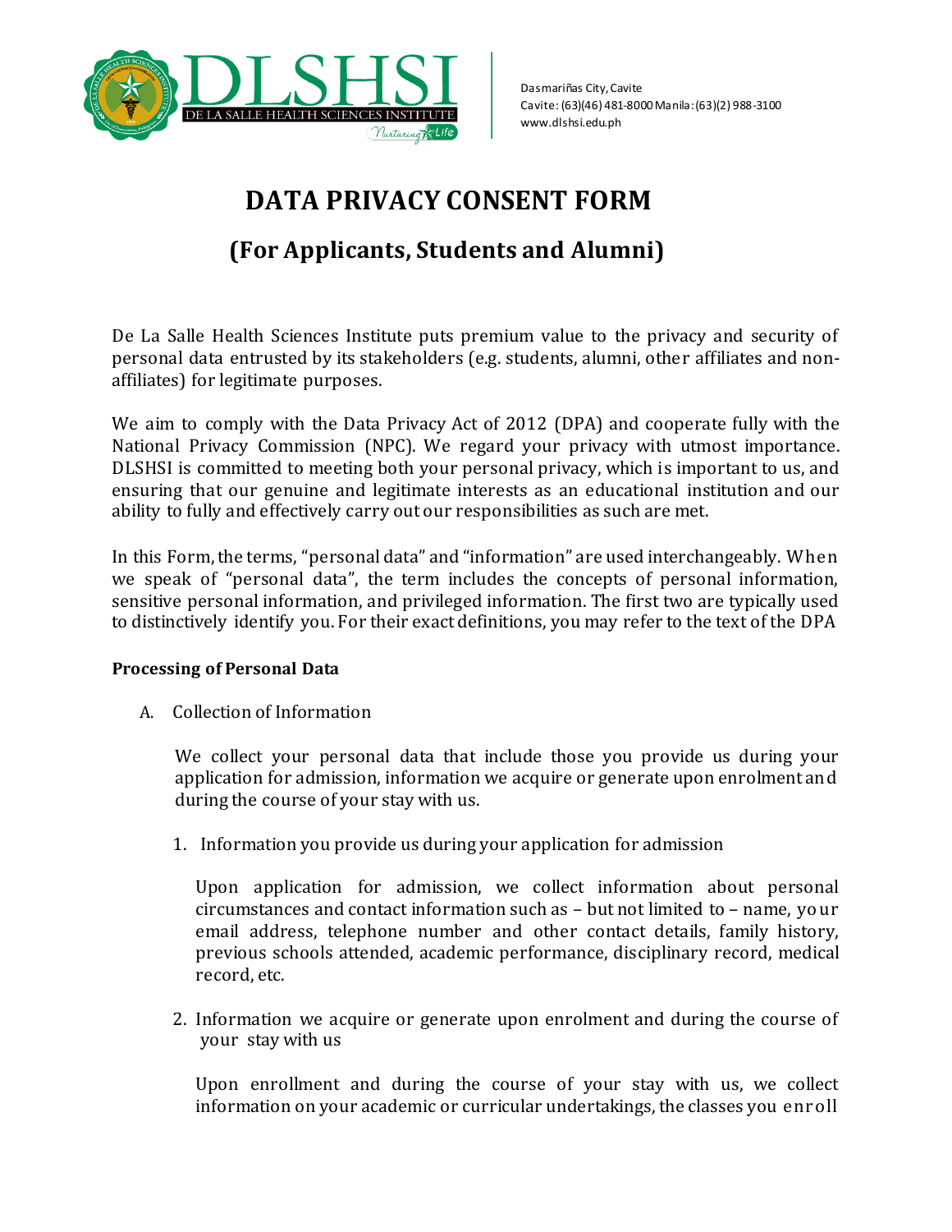Dasmariñas City, Cavite
Cavite: (63)(46) 481-8000 Manila: (63)(2) 988-3100
www.dlshsi.edu.ph

# DATA PRIVACY CONSENT FORM

## (For Applicants, Students and Alumni)

De La Salle Health Sciences Institute puts premium value to the privacy and security of personal data entrusted by its stakeholders (e.g. students, alumni, other affiliates and non-affiliates) for legitimate purposes.

We aim to comply with the Data Privacy Act of 2012 (DPA) and cooperate fully with the National Privacy Commission (NPC). We regard your privacy with utmost importance. DLSHSI is committed to meeting both your personal privacy, which is important to us, and ensuring that our genuine and legitimate interests as an educational institution and our ability to fully and effectively carry out our responsibilities as such are met.

In this Form, the terms, "personal data" and "information" are used interchangeably. When we speak of "personal data", the term includes the concepts of personal information, sensitive personal information, and privileged information. The first two are typically used to distinctively identify you. For their exact definitions, you may refer to the text of the DPA

**Processing of Personal Data**

A. Collection of Information

We collect your personal data that include those you provide us during your application for admission, information we acquire or generate upon enrolment and during the course of your stay with us.

1. Information you provide us during your application for admission

   Upon application for admission, we collect information about personal circumstances and contact information such as – but not limited to – name, your email address, telephone number and other contact details, family history, previous schools attended, academic performance, disciplinary record, medical record, etc.

2. Information we acquire or generate upon enrolment and during the course of your stay with us

   Upon enrollment and during the course of your stay with us, we collect information on your academic or curricular undertakings, the classes you enroll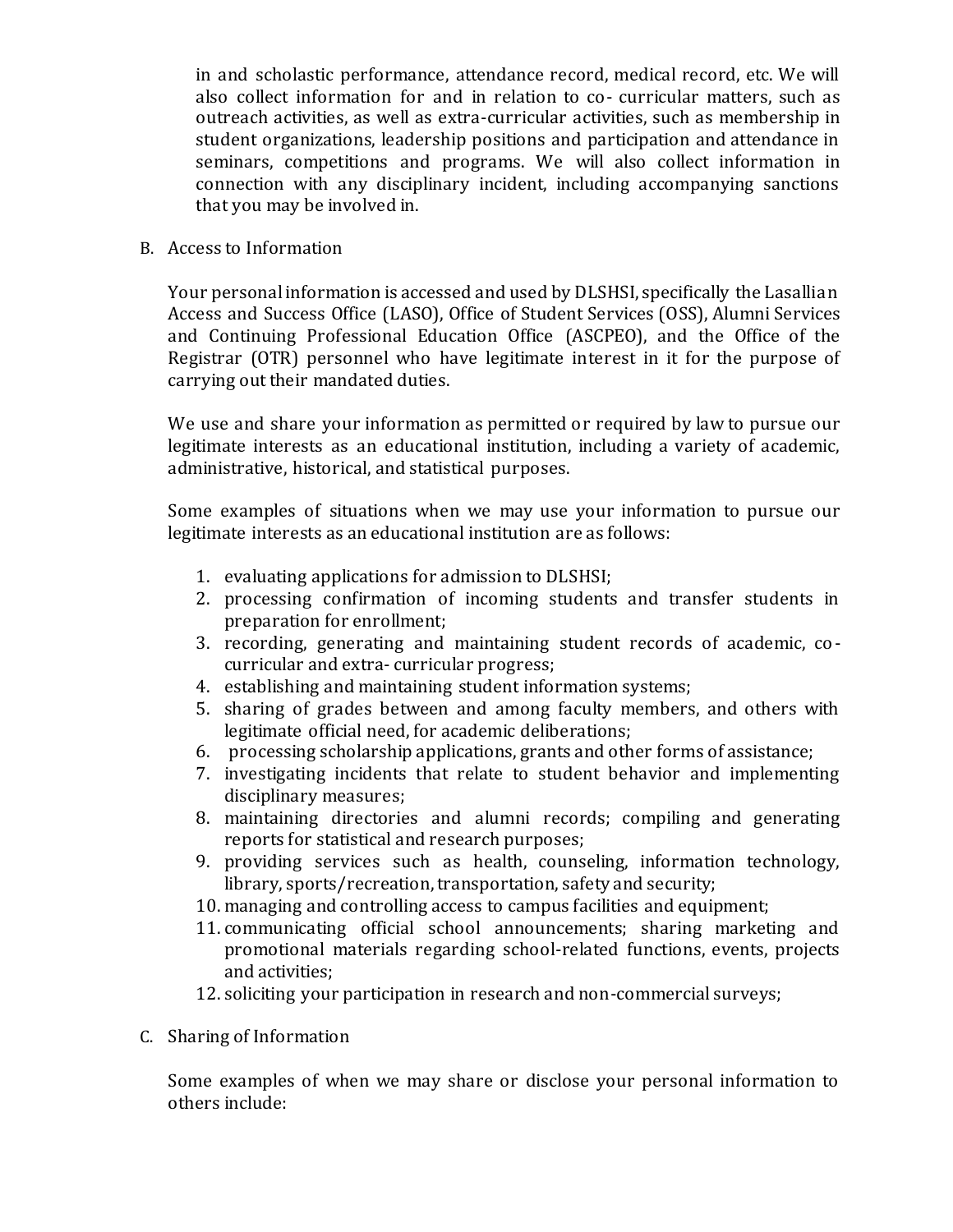in and scholastic performance, attendance record, medical record, etc. We will also collect information for and in relation to co- curricular matters, such as outreach activities, as well as extra-curricular activities, such as membership in student organizations, leadership positions and participation and attendance in seminars, competitions and programs. We will also collect information in connection with any disciplinary incident, including accompanying sanctions that you may be involved in.

B. Access to Information

Your personal information is accessed and used by DLSHSI, specifically the Lasallian Access and Success Office (LASO), Office of Student Services (OSS), Alumni Services and Continuing Professional Education Office (ASCPEO), and the Office of the Registrar (OTR) personnel who have legitimate interest in it for the purpose of carrying out their mandated duties.

We use and share your information as permitted or required by law to pursue our legitimate interests as an educational institution, including a variety of academic, administrative, historical, and statistical purposes.

Some examples of situations when we may use your information to pursue our legitimate interests as an educational institution are as follows:

1. evaluating applications for admission to DLSHSI;
2. processing confirmation of incoming students and transfer students in preparation for enrollment;
3. recording, generating and maintaining student records of academic, co-curricular and extra- curricular progress;
4. establishing and maintaining student information systems;
5. sharing of grades between and among faculty members, and others with legitimate official need, for academic deliberations;
6. processing scholarship applications, grants and other forms of assistance;
7. investigating incidents that relate to student behavior and implementing disciplinary measures;
8. maintaining directories and alumni records; compiling and generating reports for statistical and research purposes;
9. providing services such as health, counseling, information technology, library, sports/recreation, transportation, safety and security;
10. managing and controlling access to campus facilities and equipment;
11. communicating official school announcements; sharing marketing and promotional materials regarding school-related functions, events, projects and activities;
12. soliciting your participation in research and non-commercial surveys;

C. Sharing of Information

Some examples of when we may share or disclose your personal information to others include: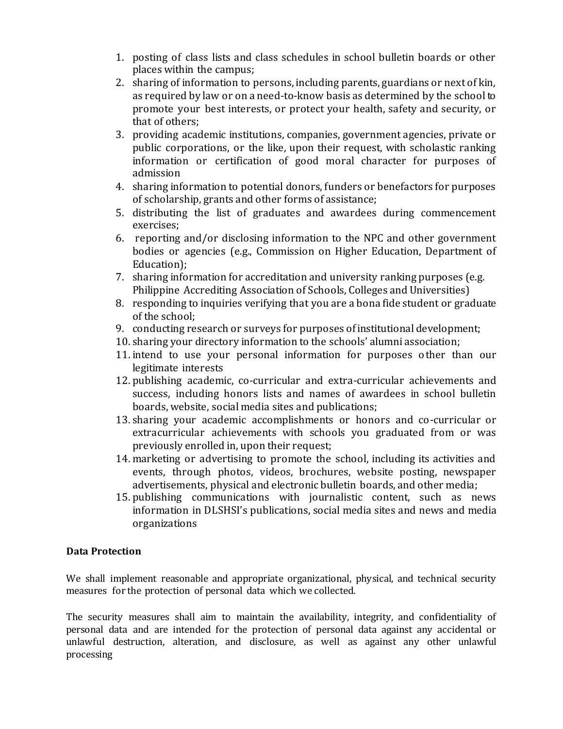1. posting of class lists and class schedules in school bulletin boards or other places within the campus;
2. sharing of information to persons, including parents, guardians or next of kin, as required by law or on a need-to-know basis as determined by the school to promote your best interests, or protect your health, safety and security, or that of others;
3. providing academic institutions, companies, government agencies, private or public corporations, or the like, upon their request, with scholastic ranking information or certification of good moral character for purposes of admission
4. sharing information to potential donors, funders or benefactors for purposes of scholarship, grants and other forms of assistance;
5. distributing the list of graduates and awardees during commencement exercises;
6. reporting and/or disclosing information to the NPC and other government bodies or agencies (e.g., Commission on Higher Education, Department of Education);
7. sharing information for accreditation and university ranking purposes (e.g. Philippine Accrediting Association of Schools, Colleges and Universities)
8. responding to inquiries verifying that you are a bona fide student or graduate of the school;
9. conducting research or surveys for purposes of institutional development;
10. sharing your directory information to the schools' alumni association;
11. intend to use your personal information for purposes other than our legitimate interests
12. publishing academic, co-curricular and extra-curricular achievements and success, including honors lists and names of awardees in school bulletin boards, website, social media sites and publications;
13. sharing your academic accomplishments or honors and co-curricular or extracurricular achievements with schools you graduated from or was previously enrolled in, upon their request;
14. marketing or advertising to promote the school, including its activities and events, through photos, videos, brochures, website posting, newspaper advertisements, physical and electronic bulletin boards, and other media;
15. publishing communications with journalistic content, such as news information in DLSHSI's publications, social media sites and news and media organizations

**Data Protection**

We shall implement reasonable and appropriate organizational, physical, and technical security measures for the protection of personal data which we collected.

The security measures shall aim to maintain the availability, integrity, and confidentiality of personal data and are intended for the protection of personal data against any accidental or unlawful destruction, alteration, and disclosure, as well as against any other unlawful processing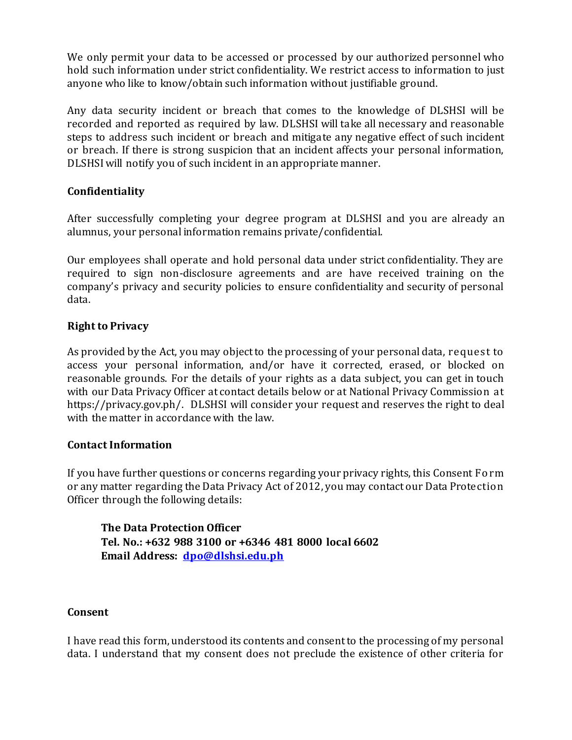We only permit your data to be accessed or processed by our authorized personnel who hold such information under strict confidentiality. We restrict access to information to just anyone who like to know/obtain such information without justifiable ground.

Any data security incident or breach that comes to the knowledge of DLSHSI will be recorded and reported as required by law. DLSHSI will take all necessary and reasonable steps to address such incident or breach and mitigate any negative effect of such incident or breach. If there is strong suspicion that an incident affects your personal information, DLSHSI will notify you of such incident in an appropriate manner.

**Confidentiality**

After successfully completing your degree program at DLSHSI and you are already an alumnus, your personal information remains private/confidential.

Our employees shall operate and hold personal data under strict confidentiality. They are required to sign non-disclosure agreements and are have received training on the company's privacy and security policies to ensure confidentiality and security of personal data.

**Right to Privacy**

As provided by the Act, you may object to the processing of your personal data, request to access your personal information, and/or have it corrected, erased, or blocked on reasonable grounds. For the details of your rights as a data subject, you can get in touch with our Data Privacy Officer at contact details below or at National Privacy Commission at https://privacy.gov.ph/. DLSHSI will consider your request and reserves the right to deal with the matter in accordance with the law.

**Contact Information**

If you have further questions or concerns regarding your privacy rights, this Consent Form or any matter regarding the Data Privacy Act of 2012, you may contact our Data Protection Officer through the following details:

> **The Data Protection Officer**
> **Tel. No.: +632 988 3100 or +6346 481 8000 local 6602**
> **Email Address: dpo@dlshsi.edu.ph**

**Consent**

I have read this form, understood its contents and consent to the processing of my personal data. I understand that my consent does not preclude the existence of other criteria for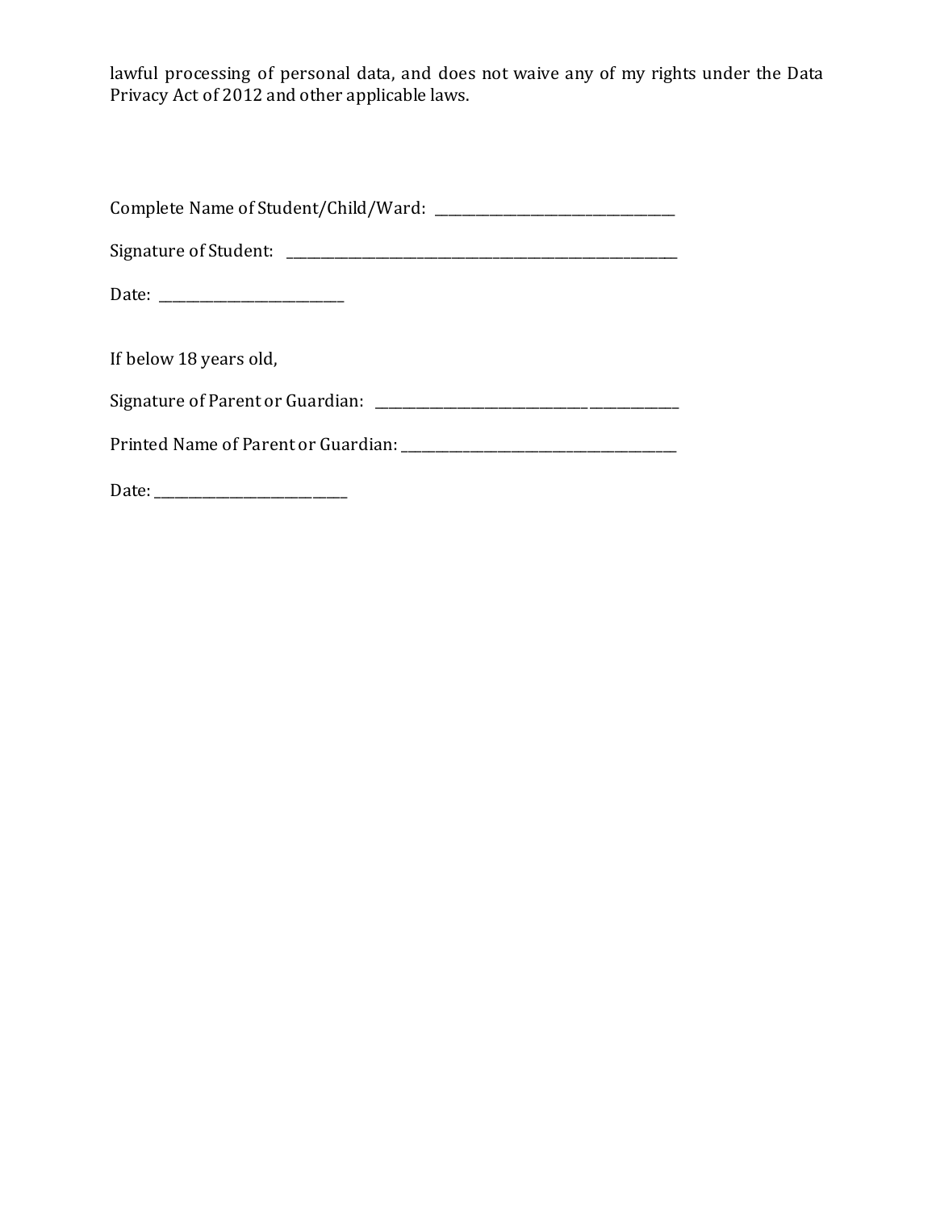lawful processing of personal data, and does not waive any of my rights under the Data Privacy Act of 2012 and other applicable laws.

Complete Name of Student/Child/Ward: ___________________________________

Signature of Student: ___________________________________________________________

Date: ___________________________

If below 18 years old,

Signature of Parent or Guardian: _____________________________________________

Printed Name of Parent or Guardian: ________________________________________

Date: ____________________________